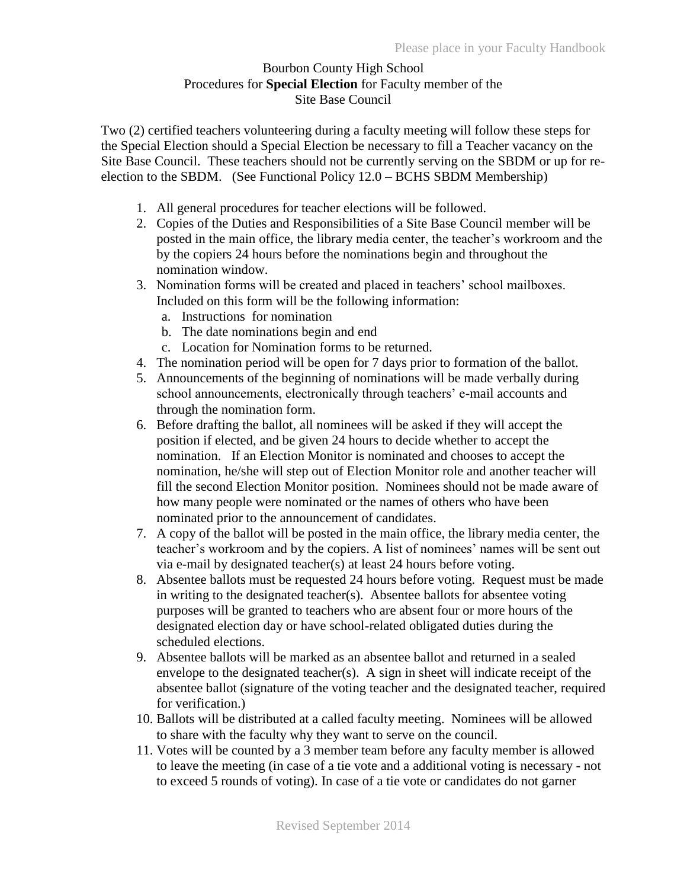Bourbon County High School
Procedures for **Special Election** for Faculty member of the
Site Base Council

Two (2) certified teachers volunteering during a faculty meeting will follow these steps for the Special Election should a Special Election be necessary to fill a Teacher vacancy on the Site Base Council. These teachers should not be currently serving on the SBDM or up for re-election to the SBDM. (See Functional Policy 12.0 – BCHS SBDM Membership)

1. All general procedures for teacher elections will be followed.
2. Copies of the Duties and Responsibilities of a Site Base Council member will be posted in the main office, the library media center, the teacher's workroom and the by the copiers 24 hours before the nominations begin and throughout the nomination window.
3. Nomination forms will be created and placed in teachers' school mailboxes. Included on this form will be the following information:
   a. Instructions for nomination
   b. The date nominations begin and end
   c. Location for Nomination forms to be returned.
4. The nomination period will be open for 7 days prior to formation of the ballot.
5. Announcements of the beginning of nominations will be made verbally during school announcements, electronically through teachers' e-mail accounts and through the nomination form.
6. Before drafting the ballot, all nominees will be asked if they will accept the position if elected, and be given 24 hours to decide whether to accept the nomination. If an Election Monitor is nominated and chooses to accept the nomination, he/she will step out of Election Monitor role and another teacher will fill the second Election Monitor position. Nominees should not be made aware of how many people were nominated or the names of others who have been nominated prior to the announcement of candidates.
7. A copy of the ballot will be posted in the main office, the library media center, the teacher's workroom and by the copiers. A list of nominees' names will be sent out via e-mail by designated teacher(s) at least 24 hours before voting.
8. Absentee ballots must be requested 24 hours before voting. Request must be made in writing to the designated teacher(s). Absentee ballots for absentee voting purposes will be granted to teachers who are absent four or more hours of the designated election day or have school-related obligated duties during the scheduled elections.
9. Absentee ballots will be marked as an absentee ballot and returned in a sealed envelope to the designated teacher(s). A sign in sheet will indicate receipt of the absentee ballot (signature of the voting teacher and the designated teacher, required for verification.)
10. Ballots will be distributed at a called faculty meeting. Nominees will be allowed to share with the faculty why they want to serve on the council.
11. Votes will be counted by a 3 member team before any faculty member is allowed to leave the meeting (in case of a tie vote and a additional voting is necessary - not to exceed 5 rounds of voting). In case of a tie vote or candidates do not garner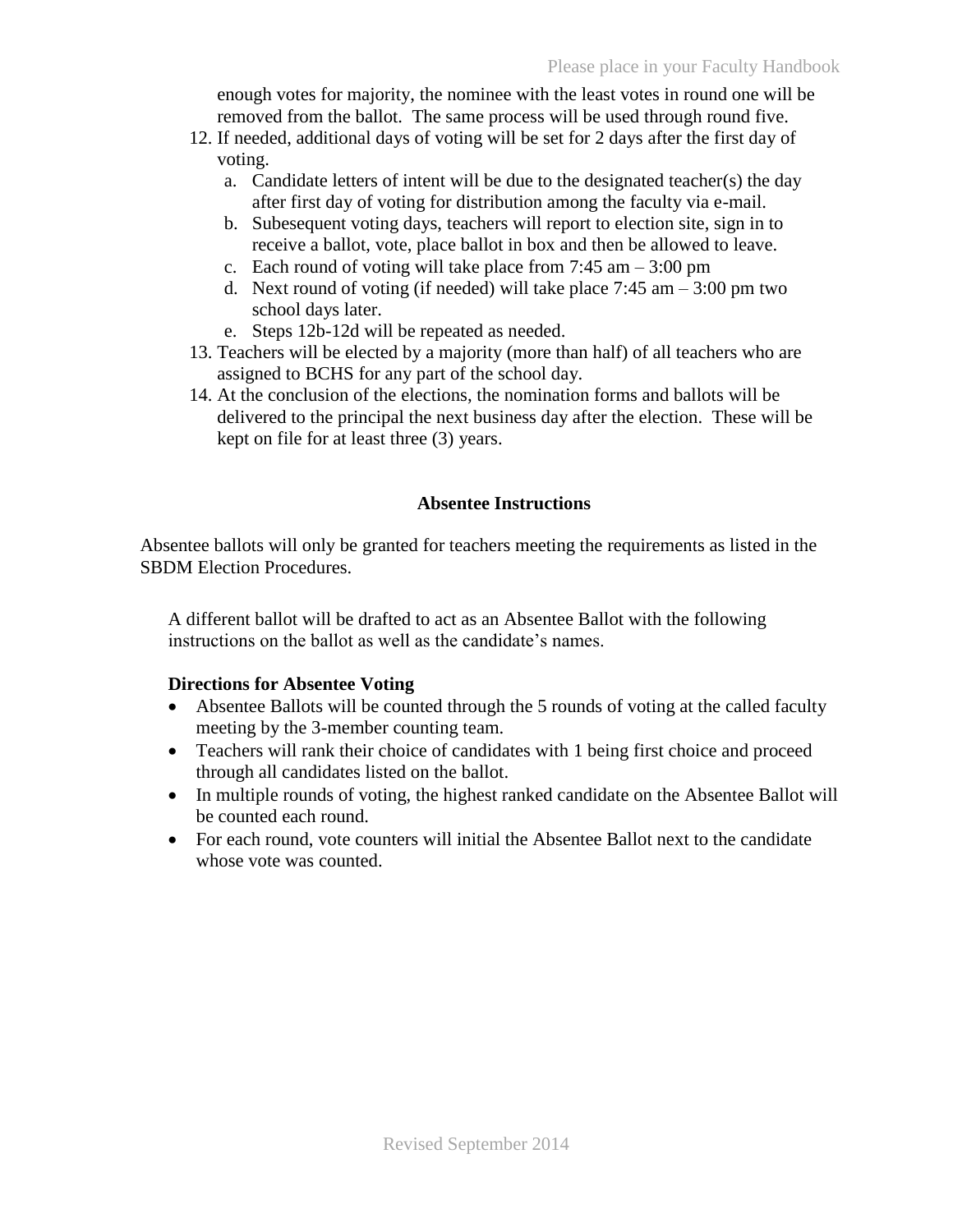enough votes for majority, the nominee with the least votes in round one will be removed from the ballot. The same process will be used through round five.

12. If needed, additional days of voting will be set for 2 days after the first day of voting.
    a. Candidate letters of intent will be due to the designated teacher(s) the day after first day of voting for distribution among the faculty via e-mail.
    b. Subesequent voting days, teachers will report to election site, sign in to receive a ballot, vote, place ballot in box and then be allowed to leave.
    c. Each round of voting will take place from 7:45 am – 3:00 pm
    d. Next round of voting (if needed) will take place 7:45 am – 3:00 pm two school days later.
    e. Steps 12b-12d will be repeated as needed.
13. Teachers will be elected by a majority (more than half) of all teachers who are assigned to BCHS for any part of the school day.
14. At the conclusion of the elections, the nomination forms and ballots will be delivered to the principal the next business day after the election. These will be kept on file for at least three (3) years.

**Absentee Instructions**

Absentee ballots will only be granted for teachers meeting the requirements as listed in the SBDM Election Procedures.

A different ballot will be drafted to act as an Absentee Ballot with the following instructions on the ballot as well as the candidate's names.

**Directions for Absentee Voting**

- Absentee Ballots will be counted through the 5 rounds of voting at the called faculty meeting by the 3-member counting team.
- Teachers will rank their choice of candidates with 1 being first choice and proceed through all candidates listed on the ballot.
- In multiple rounds of voting, the highest ranked candidate on the Absentee Ballot will be counted each round.
- For each round, vote counters will initial the Absentee Ballot next to the candidate whose vote was counted.